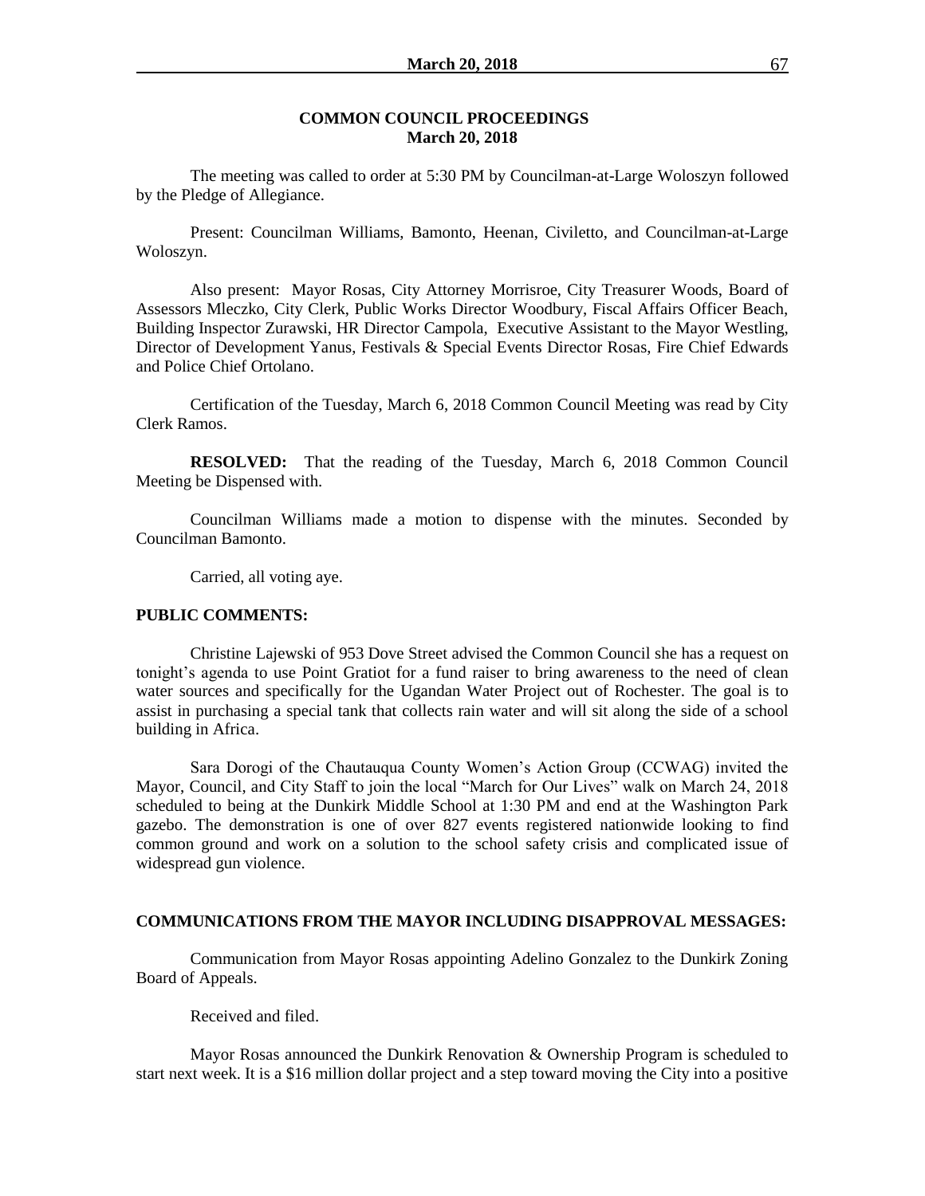## COMMON COUNCIL PROCEEDINGS
## March 20, 2018

The meeting was called to order at 5:30 PM by Councilman-at-Large Woloszyn followed by the Pledge of Allegiance.

Present: Councilman Williams, Bamonto, Heenan, Civiletto, and Councilman-at-Large Woloszyn.

Also present: Mayor Rosas, City Attorney Morrisroe, City Treasurer Woods, Board of Assessors Mleczko, City Clerk, Public Works Director Woodbury, Fiscal Affairs Officer Beach, Building Inspector Zurawski, HR Director Campola, Executive Assistant to the Mayor Westling, Director of Development Yanus, Festivals & Special Events Director Rosas, Fire Chief Edwards and Police Chief Ortolano.

Certification of the Tuesday, March 6, 2018 Common Council Meeting was read by City Clerk Ramos.

**RESOLVED:** That the reading of the Tuesday, March 6, 2018 Common Council Meeting be Dispensed with.

Councilman Williams made a motion to dispense with the minutes. Seconded by Councilman Bamonto.

Carried, all voting aye.

**PUBLIC COMMENTS:**

Christine Lajewski of 953 Dove Street advised the Common Council she has a request on tonight's agenda to use Point Gratiot for a fund raiser to bring awareness to the need of clean water sources and specifically for the Ugandan Water Project out of Rochester. The goal is to assist in purchasing a special tank that collects rain water and will sit along the side of a school building in Africa.

Sara Dorogi of the Chautauqua County Women's Action Group (CCWAG) invited the Mayor, Council, and City Staff to join the local "March for Our Lives" walk on March 24, 2018 scheduled to being at the Dunkirk Middle School at 1:30 PM and end at the Washington Park gazebo. The demonstration is one of over 827 events registered nationwide looking to find common ground and work on a solution to the school safety crisis and complicated issue of widespread gun violence.

**COMMUNICATIONS FROM THE MAYOR INCLUDING DISAPPROVAL MESSAGES:**

Communication from Mayor Rosas appointing Adelino Gonzalez to the Dunkirk Zoning Board of Appeals.

Received and filed.

Mayor Rosas announced the Dunkirk Renovation & Ownership Program is scheduled to start next week. It is a $16 million dollar project and a step toward moving the City into a positive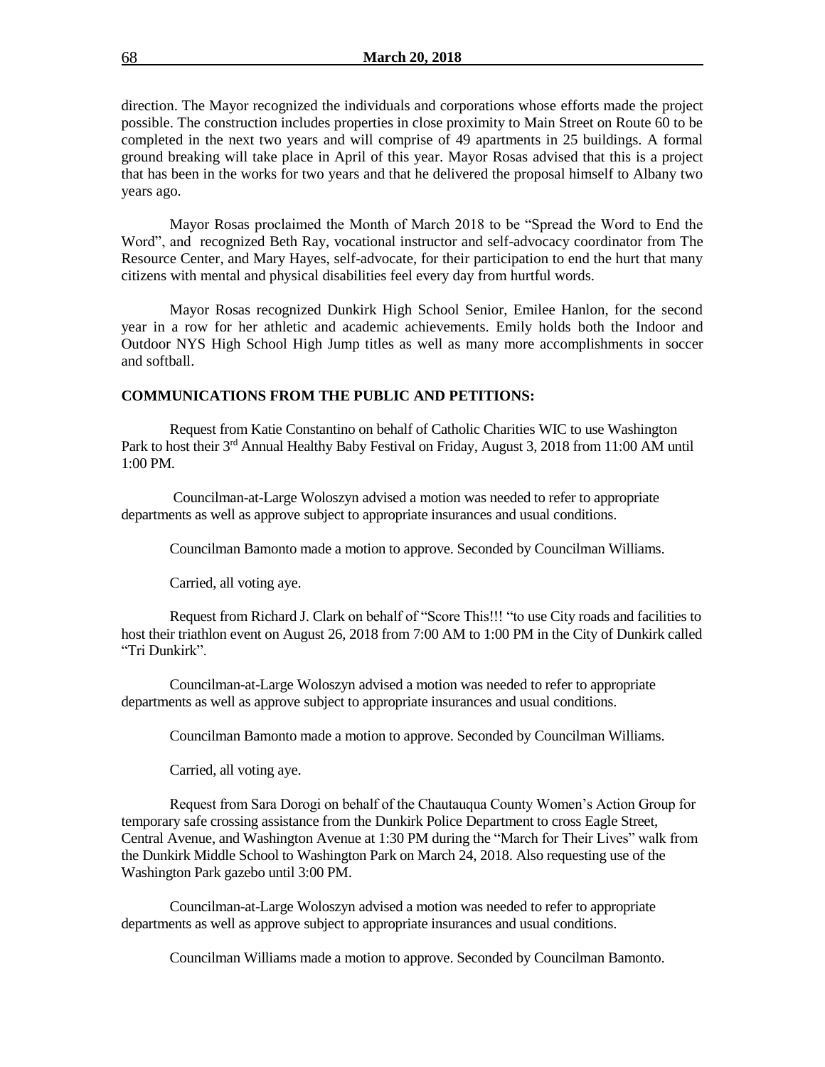direction. The Mayor recognized the individuals and corporations whose efforts made the project possible. The construction includes properties in close proximity to Main Street on Route 60 to be completed in the next two years and will comprise of 49 apartments in 25 buildings. A formal ground breaking will take place in April of this year. Mayor Rosas advised that this is a project that has been in the works for two years and that he delivered the proposal himself to Albany two years ago.

Mayor Rosas proclaimed the Month of March 2018 to be "Spread the Word to End the Word", and recognized Beth Ray, vocational instructor and self-advocacy coordinator from The Resource Center, and Mary Hayes, self-advocate, for their participation to end the hurt that many citizens with mental and physical disabilities feel every day from hurtful words.

Mayor Rosas recognized Dunkirk High School Senior, Emilee Hanlon, for the second year in a row for her athletic and academic achievements. Emily holds both the Indoor and Outdoor NYS High School High Jump titles as well as many more accomplishments in soccer and softball.

**COMMUNICATIONS FROM THE PUBLIC AND PETITIONS:**

Request from Katie Constantino on behalf of Catholic Charities WIC to use Washington Park to host their 3rd Annual Healthy Baby Festival on Friday, August 3, 2018 from 11:00 AM until 1:00 PM.

Councilman-at-Large Woloszyn advised a motion was needed to refer to appropriate departments as well as approve subject to appropriate insurances and usual conditions.

Councilman Bamonto made a motion to approve. Seconded by Councilman Williams.

Carried, all voting aye.

Request from Richard J. Clark on behalf of "Score This!!! "to use City roads and facilities to host their triathlon event on August 26, 2018 from 7:00 AM to 1:00 PM in the City of Dunkirk called "Tri Dunkirk".

Councilman-at-Large Woloszyn advised a motion was needed to refer to appropriate departments as well as approve subject to appropriate insurances and usual conditions.

Councilman Bamonto made a motion to approve. Seconded by Councilman Williams.

Carried, all voting aye.

Request from Sara Dorogi on behalf of the Chautauqua County Women's Action Group for temporary safe crossing assistance from the Dunkirk Police Department to cross Eagle Street, Central Avenue, and Washington Avenue at 1:30 PM during the "March for Their Lives" walk from the Dunkirk Middle School to Washington Park on March 24, 2018. Also requesting use of the Washington Park gazebo until 3:00 PM.

Councilman-at-Large Woloszyn advised a motion was needed to refer to appropriate departments as well as approve subject to appropriate insurances and usual conditions.

Councilman Williams made a motion to approve. Seconded by Councilman Bamonto.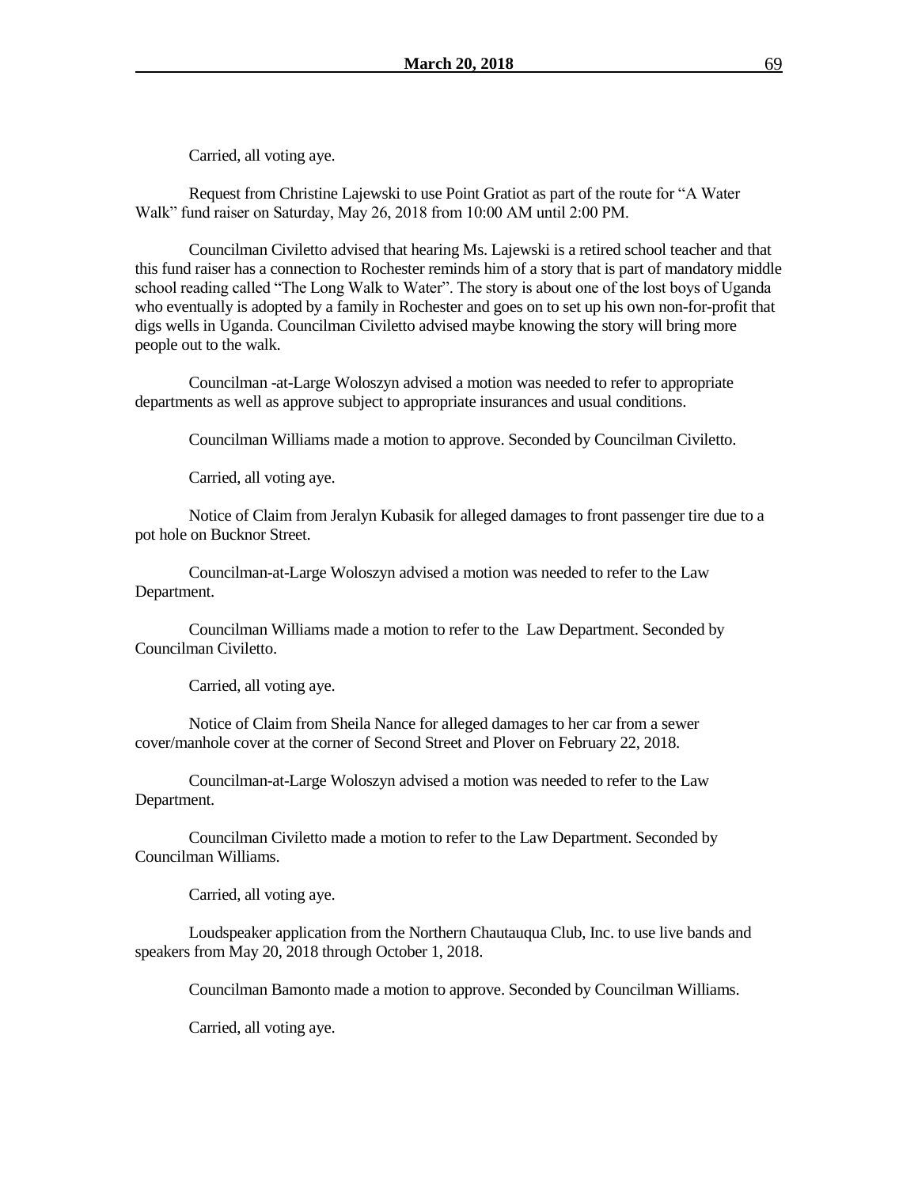Carried, all voting aye.

Request from Christine Lajewski to use Point Gratiot as part of the route for "A Water Walk" fund raiser on Saturday, May 26, 2018 from 10:00 AM until 2:00 PM.

Councilman Civiletto advised that hearing Ms. Lajewski is a retired school teacher and that this fund raiser has a connection to Rochester reminds him of a story that is part of mandatory middle school reading called "The Long Walk to Water". The story is about one of the lost boys of Uganda who eventually is adopted by a family in Rochester and goes on to set up his own non-for-profit that digs wells in Uganda. Councilman Civiletto advised maybe knowing the story will bring more people out to the walk.

Councilman -at-Large Woloszyn advised a motion was needed to refer to appropriate departments as well as approve subject to appropriate insurances and usual conditions.

Councilman Williams made a motion to approve. Seconded by Councilman Civiletto.

Carried, all voting aye.

Notice of Claim from Jeralyn Kubasik for alleged damages to front passenger tire due to a pot hole on Bucknor Street.

Councilman-at-Large Woloszyn advised a motion was needed to refer to the Law Department.

Councilman Williams made a motion to refer to the Law Department. Seconded by Councilman Civiletto.

Carried, all voting aye.

Notice of Claim from Sheila Nance for alleged damages to her car from a sewer cover/manhole cover at the corner of Second Street and Plover on February 22, 2018.

Councilman-at-Large Woloszyn advised a motion was needed to refer to the Law Department.

Councilman Civiletto made a motion to refer to the Law Department. Seconded by Councilman Williams.

Carried, all voting aye.

Loudspeaker application from the Northern Chautauqua Club, Inc. to use live bands and speakers from May 20, 2018 through October 1, 2018.

Councilman Bamonto made a motion to approve. Seconded by Councilman Williams.

Carried, all voting aye.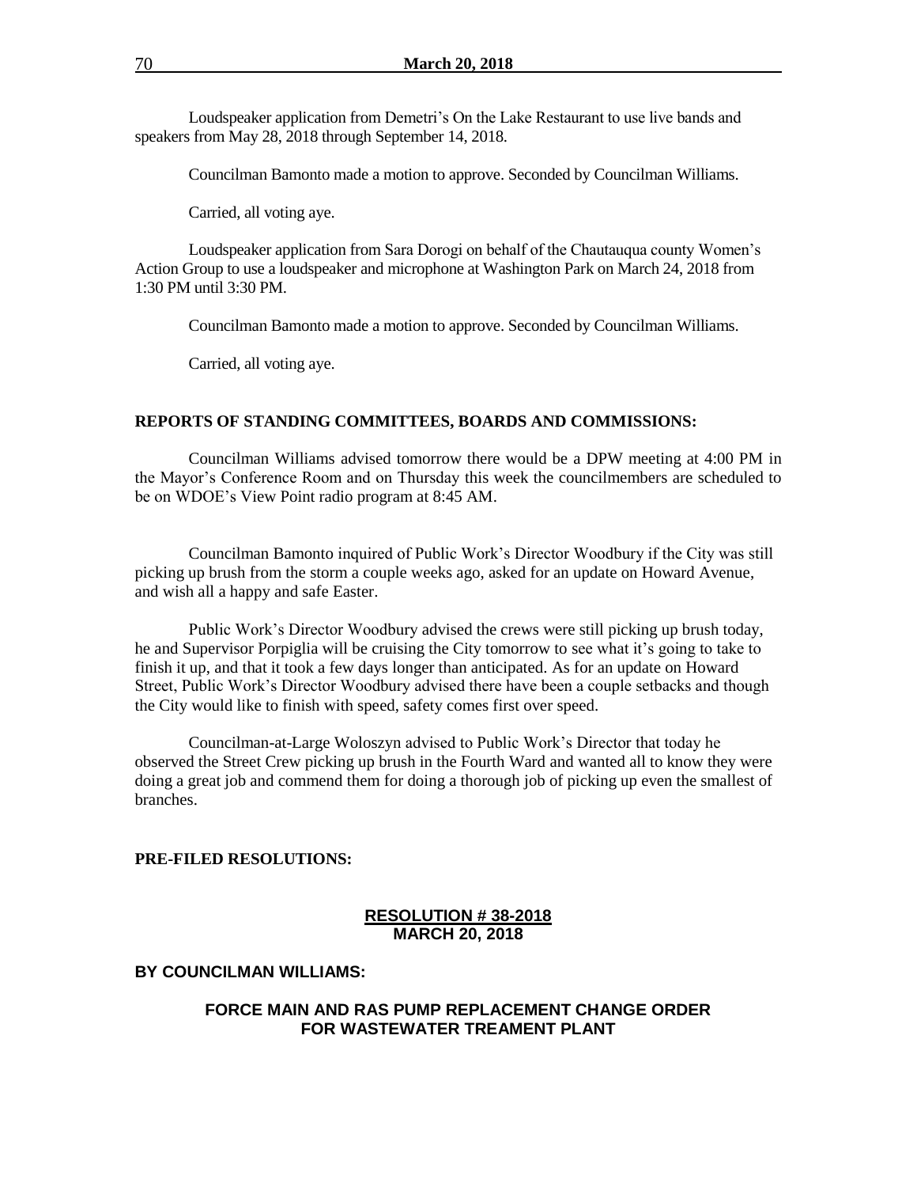Loudspeaker application from Demetri's On the Lake Restaurant to use live bands and speakers from May 28, 2018 through September 14, 2018.

Councilman Bamonto made a motion to approve. Seconded by Councilman Williams.

Carried, all voting aye.

Loudspeaker application from Sara Dorogi on behalf of the Chautauqua county Women's Action Group to use a loudspeaker and microphone at Washington Park on March 24, 2018 from 1:30 PM until 3:30 PM.

Councilman Bamonto made a motion to approve. Seconded by Councilman Williams.

Carried, all voting aye.

**REPORTS OF STANDING COMMITTEES, BOARDS AND COMMISSIONS:**

Councilman Williams advised tomorrow there would be a DPW meeting at 4:00 PM in the Mayor's Conference Room and on Thursday this week the councilmembers are scheduled to be on WDOE's View Point radio program at 8:45 AM.

Councilman Bamonto inquired of Public Work's Director Woodbury if the City was still picking up brush from the storm a couple weeks ago, asked for an update on Howard Avenue, and wish all a happy and safe Easter.

Public Work's Director Woodbury advised the crews were still picking up brush today, he and Supervisor Porpiglia will be cruising the City tomorrow to see what it's going to take to finish it up, and that it took a few days longer than anticipated. As for an update on Howard Street, Public Work's Director Woodbury advised there have been a couple setbacks and though the City would like to finish with speed, safety comes first over speed.

Councilman-at-Large Woloszyn advised to Public Work's Director that today he observed the Street Crew picking up brush in the Fourth Ward and wanted all to know they were doing a great job and commend them for doing a thorough job of picking up even the smallest of branches.

**PRE-FILED RESOLUTIONS:**

**RESOLUTION # 38-2018**
**MARCH 20, 2018**

**BY COUNCILMAN WILLIAMS:**

**FORCE MAIN AND RAS PUMP REPLACEMENT CHANGE ORDER FOR WASTEWATER TREAMENT PLANT**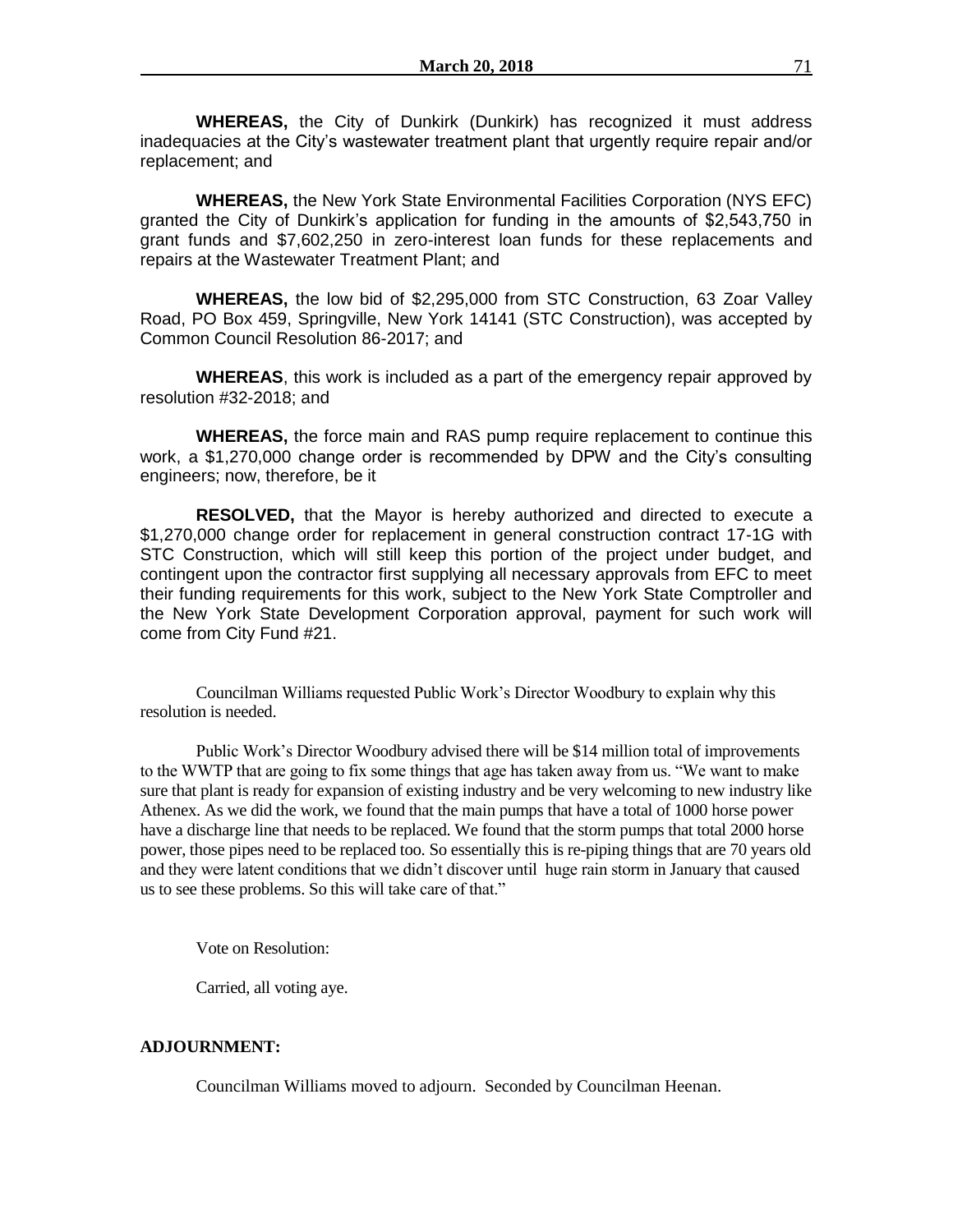**WHEREAS,** the City of Dunkirk (Dunkirk) has recognized it must address inadequacies at the City's wastewater treatment plant that urgently require repair and/or replacement; and

**WHEREAS,** the New York State Environmental Facilities Corporation (NYS EFC) granted the City of Dunkirk's application for funding in the amounts of $2,543,750 in grant funds and $7,602,250 in zero-interest loan funds for these replacements and repairs at the Wastewater Treatment Plant; and

**WHEREAS,** the low bid of $2,295,000 from STC Construction, 63 Zoar Valley Road, PO Box 459, Springville, New York 14141 (STC Construction), was accepted by Common Council Resolution 86-2017; and

**WHEREAS**, this work is included as a part of the emergency repair approved by resolution #32-2018; and

**WHEREAS,** the force main and RAS pump require replacement to continue this work, a $1,270,000 change order is recommended by DPW and the City's consulting engineers; now, therefore, be it

**RESOLVED,** that the Mayor is hereby authorized and directed to execute a $1,270,000 change order for replacement in general construction contract 17-1G with STC Construction, which will still keep this portion of the project under budget, and contingent upon the contractor first supplying all necessary approvals from EFC to meet their funding requirements for this work, subject to the New York State Comptroller and the New York State Development Corporation approval, payment for such work will come from City Fund #21.

Councilman Williams requested Public Work's Director Woodbury to explain why this resolution is needed.

Public Work's Director Woodbury advised there will be $14 million total of improvements to the WWTP that are going to fix some things that age has taken away from us. "We want to make sure that plant is ready for expansion of existing industry and be very welcoming to new industry like Athenex. As we did the work, we found that the main pumps that have a total of 1000 horse power have a discharge line that needs to be replaced. We found that the storm pumps that total 2000 horse power, those pipes need to be replaced too. So essentially this is re-piping things that are 70 years old and they were latent conditions that we didn't discover until huge rain storm in January that caused us to see these problems. So this will take care of that."

Vote on Resolution:

Carried, all voting aye.

**ADJOURNMENT:**

Councilman Williams moved to adjourn. Seconded by Councilman Heenan.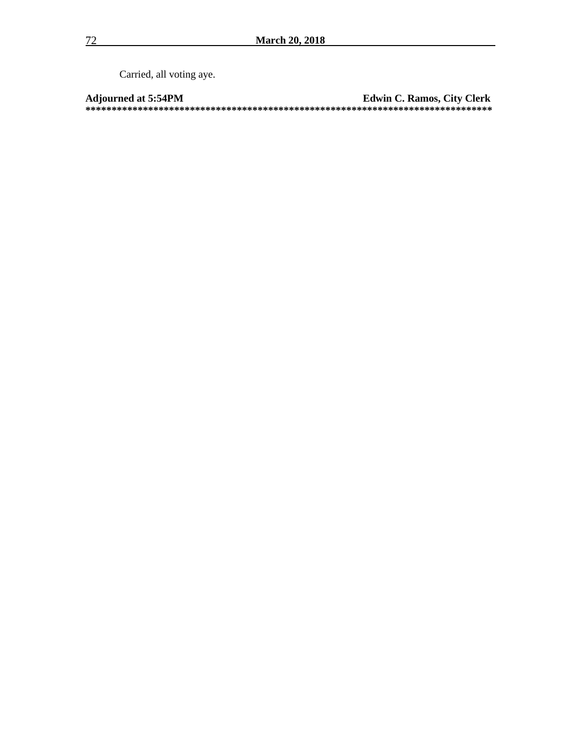Carried, all voting aye.

**Adjourned at 5:54PM** **Edwin C. Ramos, City Clerk**

**********************************************************************************